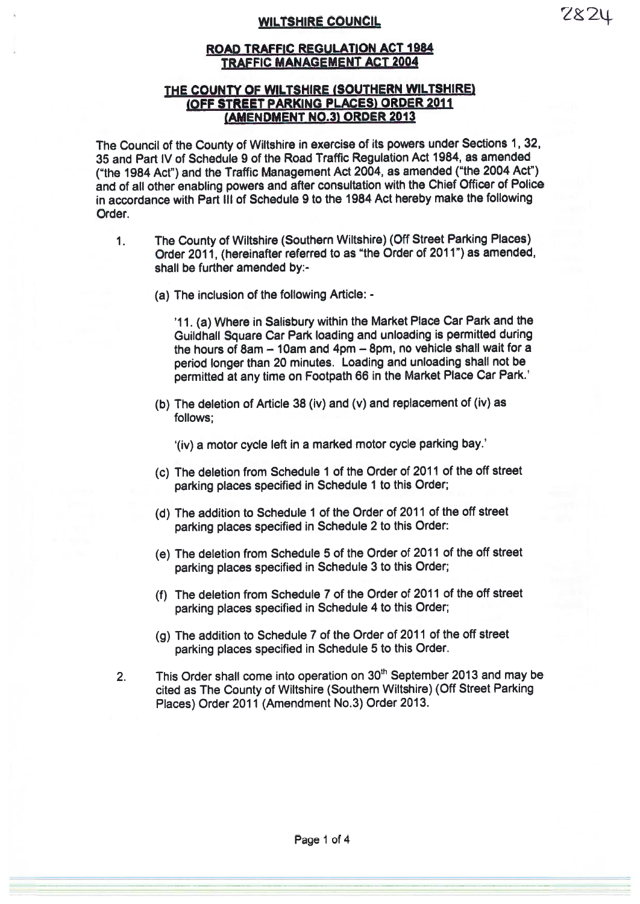2824

# WILTSHIRE COUNCIL

## ROAD TRAFFIC REGULATION ACT 1984
## TRAFFIC MANAGEMENT ACT 2004

## THE COUNTY OF WILTSHIRE (SOUTHERN WILTSHIRE) (OFF STREET PARKING PLACES) ORDER 2011 (AMENDMENT NO.3) ORDER 2013

The Council of the County of Wiltshire in exercise of its powers under Sections 1, 32, 35 and Part IV of Schedule 9 of the Road Traffic Regulation Act 1984, as amended ("the 1984 Act") and the Traffic Management Act 2004, as amended ("the 2004 Act") and of all other enabling powers and after consultation with the Chief Officer of Police in accordance with Part III of Schedule 9 to the 1984 Act hereby make the following Order.

1. The County of Wiltshire (Southern Wiltshire) (Off Street Parking Places) Order 2011, (hereinafter referred to as "the Order of 2011") as amended, shall be further amended by:-

   (a) The inclusion of the following Article: -

   '11. (a) Where in Salisbury within the Market Place Car Park and the Guildhall Square Car Park loading and unloading is permitted during the hours of 8am – 10am and 4pm – 8pm, no vehicle shall wait for a period longer than 20 minutes. Loading and unloading shall not be permitted at any time on Footpath 66 in the Market Place Car Park.'

   (b) The deletion of Article 38 (iv) and (v) and replacement of (iv) as follows;

   '(iv) a motor cycle left in a marked motor cycle parking bay.'

   (c) The deletion from Schedule 1 of the Order of 2011 of the off street parking places specified in Schedule 1 to this Order;

   (d) The addition to Schedule 1 of the Order of 2011 of the off street parking places specified in Schedule 2 to this Order:

   (e) The deletion from Schedule 5 of the Order of 2011 of the off street parking places specified in Schedule 3 to this Order;

   (f) The deletion from Schedule 7 of the Order of 2011 of the off street parking places specified in Schedule 4 to this Order;

   (g) The addition to Schedule 7 of the Order of 2011 of the off street parking places specified in Schedule 5 to this Order.

2. This Order shall come into operation on 30th September 2013 and may be cited as The County of Wiltshire (Southern Wiltshire) (Off Street Parking Places) Order 2011 (Amendment No.3) Order 2013.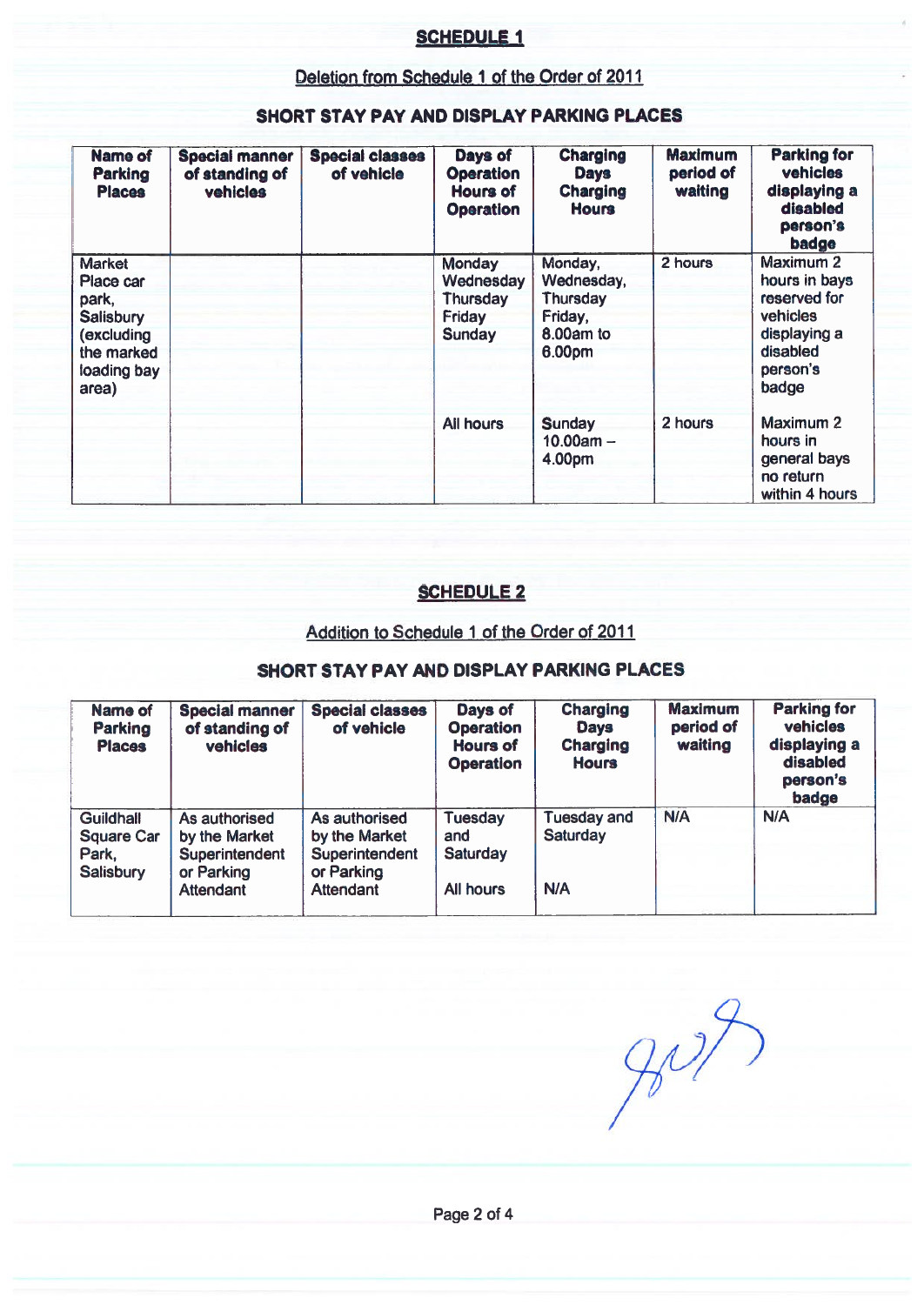## SCHEDULE 1

Deletion from Schedule 1 of the Order of 2011

### SHORT STAY PAY AND DISPLAY PARKING PLACES

| Name of Parking Places | Special manner of standing of vehicles | Special classes of vehicle | Days of Operation Hours of Operation | Charging Days Charging Hours | Maximum period of waiting | Parking for vehicles displaying a disabled person's badge |
|---|---|---|---|---|---|---|
| Market Place car park, Salisbury (excluding the marked loading bay area) | | | Monday Wednesday Thursday Friday Sunday | Monday, Wednesday, Thursday Friday, 8.00am to 6.00pm | 2 hours | Maximum 2 hours in bays reserved for vehicles displaying a disabled person's badge |
| | | | All hours | Sunday 10.00am – 4.00pm | 2 hours | Maximum 2 hours in general bays no return within 4 hours |

## SCHEDULE 2

Addition to Schedule 1 of the Order of 2011

### SHORT STAY PAY AND DISPLAY PARKING PLACES

| Name of Parking Places | Special manner of standing of vehicles | Special classes of vehicle | Days of Operation Hours of Operation | Charging Days Charging Hours | Maximum period of waiting | Parking for vehicles displaying a disabled person's badge |
|---|---|---|---|---|---|---|
| Guildhall Square Car Park, Salisbury | As authorised by the Market Superintendent or Parking Attendant | As authorised by the Market Superintendent or Parking Attendant | Tuesday and Saturday<br><br>All hours | Tuesday and Saturday<br><br>N/A | N/A | N/A |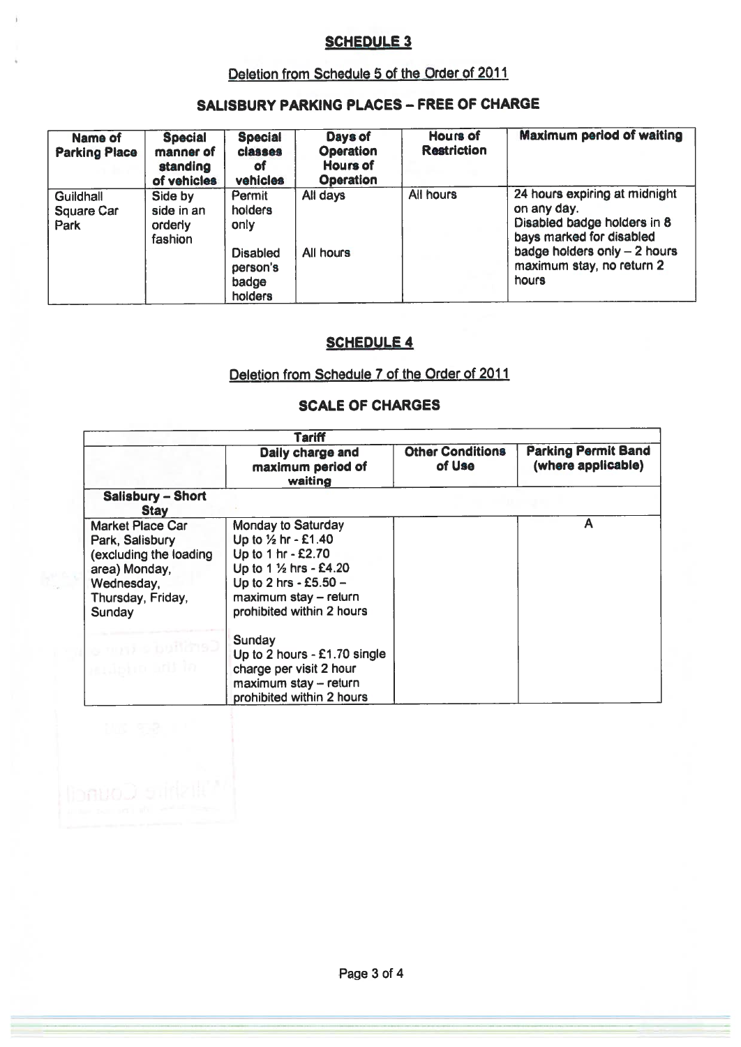## SCHEDULE 3

### Deletion from Schedule 5 of the Order of 2011

### SALISBURY PARKING PLACES – FREE OF CHARGE

| Name of Parking Place | Special manner of standing of vehicles | Special classes of vehicles | Days of Operation Hours of Operation | Hours of Restriction | Maximum period of waiting |
|---|---|---|---|---|---|
| Guildhall Square Car Park | Side by side in an orderly fashion | Permit holders only<br><br>Disabled person's badge holders | All days<br><br>All hours | All hours | 24 hours expiring at midnight on any day.<br>Disabled badge holders in 8 bays marked for disabled badge holders only – 2 hours maximum stay, no return 2 hours |

## SCHEDULE 4

### Deletion from Schedule 7 of the Order of 2011

### SCALE OF CHARGES

| Tariff | | | |
|---|---|---|---|
| | Daily charge and maximum period of waiting | Other Conditions of Use | Parking Permit Band (where applicable) |
| **Salisbury – Short Stay** | | | |
| Market Place Car Park, Salisbury (excluding the loading area) Monday, Wednesday, Thursday, Friday, Sunday | Monday to Saturday<br>Up to ½ hr - £1.40<br>Up to 1 hr - £2.70<br>Up to 1 ½ hrs - £4.20<br>Up to 2 hrs - £5.50 – maximum stay – return prohibited within 2 hours<br><br>Sunday<br>Up to 2 hours - £1.70 single charge per visit 2 hour maximum stay – return prohibited within 2 hours | | A |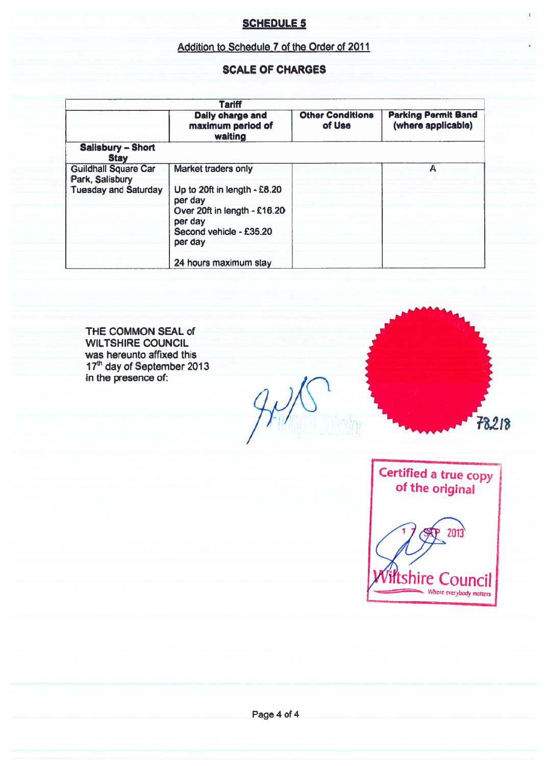## SCHEDULE 5

Addition to Schedule 7 of the Order of 2011

## SCALE OF CHARGES

| Tariff | | | |
|---|---|---|---|
| | **Daily charge and maximum period of waiting** | **Other Conditions of Use** | **Parking Permit Band (where applicable)** |
| **Salisbury – Short Stay** | | | |
| Guildhall Square Car Park, Salisbury Tuesday and Saturday | Market traders only<br><br>Up to 20ft in length - £8.20 per day<br>Over 20ft in length - £16.20 per day<br>Second vehicle - £35.20 per day<br><br>24 hours maximum stay | | A |

THE COMMON SEAL of
WILTSHIRE COUNCIL
was hereunto affixed this
17th day of September 2013
in the presence of:

Principal Solicitor

78218

Certified a true copy of the original

17 SEP 2013

Wiltshire Council
Where everybody matters